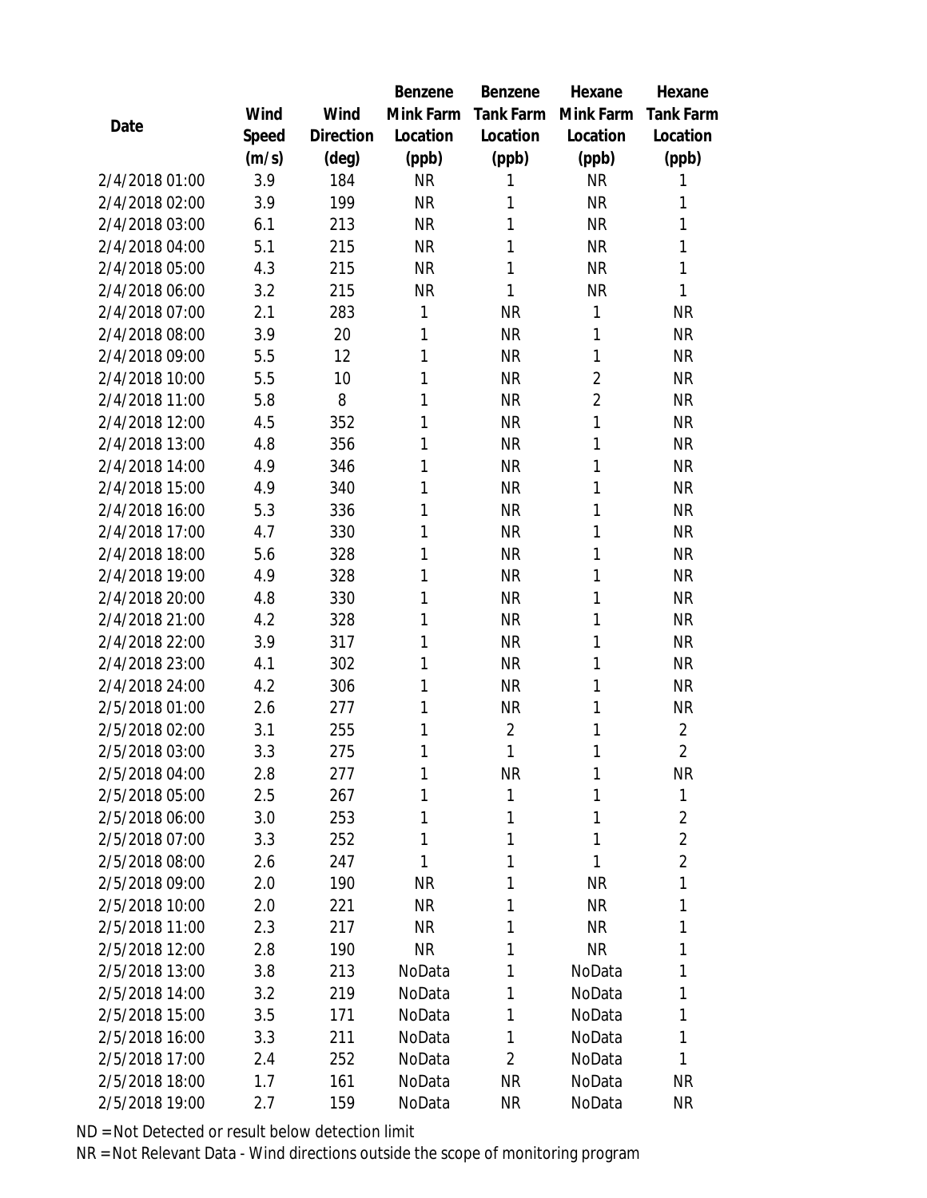| Date | Wind Speed (m/s) | Wind Direction (deg) | Benzene Mink Farm Location (ppb) | Benzene Tank Farm Location (ppb) | Hexane Mink Farm Location (ppb) | Hexane Tank Farm Location (ppb) |
|---|---|---|---|---|---|---|
| 2/4/2018 01:00 | 3.9 | 184 | NR | 1 | NR | 1 |
| 2/4/2018 02:00 | 3.9 | 199 | NR | 1 | NR | 1 |
| 2/4/2018 03:00 | 6.1 | 213 | NR | 1 | NR | 1 |
| 2/4/2018 04:00 | 5.1 | 215 | NR | 1 | NR | 1 |
| 2/4/2018 05:00 | 4.3 | 215 | NR | 1 | NR | 1 |
| 2/4/2018 06:00 | 3.2 | 215 | NR | 1 | NR | 1 |
| 2/4/2018 07:00 | 2.1 | 283 | 1 | NR | 1 | NR |
| 2/4/2018 08:00 | 3.9 | 20 | 1 | NR | 1 | NR |
| 2/4/2018 09:00 | 5.5 | 12 | 1 | NR | 1 | NR |
| 2/4/2018 10:00 | 5.5 | 10 | 1 | NR | 2 | NR |
| 2/4/2018 11:00 | 5.8 | 8 | 1 | NR | 2 | NR |
| 2/4/2018 12:00 | 4.5 | 352 | 1 | NR | 1 | NR |
| 2/4/2018 13:00 | 4.8 | 356 | 1 | NR | 1 | NR |
| 2/4/2018 14:00 | 4.9 | 346 | 1 | NR | 1 | NR |
| 2/4/2018 15:00 | 4.9 | 340 | 1 | NR | 1 | NR |
| 2/4/2018 16:00 | 5.3 | 336 | 1 | NR | 1 | NR |
| 2/4/2018 17:00 | 4.7 | 330 | 1 | NR | 1 | NR |
| 2/4/2018 18:00 | 5.6 | 328 | 1 | NR | 1 | NR |
| 2/4/2018 19:00 | 4.9 | 328 | 1 | NR | 1 | NR |
| 2/4/2018 20:00 | 4.8 | 330 | 1 | NR | 1 | NR |
| 2/4/2018 21:00 | 4.2 | 328 | 1 | NR | 1 | NR |
| 2/4/2018 22:00 | 3.9 | 317 | 1 | NR | 1 | NR |
| 2/4/2018 23:00 | 4.1 | 302 | 1 | NR | 1 | NR |
| 2/4/2018 24:00 | 4.2 | 306 | 1 | NR | 1 | NR |
| 2/5/2018 01:00 | 2.6 | 277 | 1 | NR | 1 | NR |
| 2/5/2018 02:00 | 3.1 | 255 | 1 | 2 | 1 | 2 |
| 2/5/2018 03:00 | 3.3 | 275 | 1 | 1 | 1 | 2 |
| 2/5/2018 04:00 | 2.8 | 277 | 1 | NR | 1 | NR |
| 2/5/2018 05:00 | 2.5 | 267 | 1 | 1 | 1 | 1 |
| 2/5/2018 06:00 | 3.0 | 253 | 1 | 1 | 1 | 2 |
| 2/5/2018 07:00 | 3.3 | 252 | 1 | 1 | 1 | 2 |
| 2/5/2018 08:00 | 2.6 | 247 | 1 | 1 | 1 | 2 |
| 2/5/2018 09:00 | 2.0 | 190 | NR | 1 | NR | 1 |
| 2/5/2018 10:00 | 2.0 | 221 | NR | 1 | NR | 1 |
| 2/5/2018 11:00 | 2.3 | 217 | NR | 1 | NR | 1 |
| 2/5/2018 12:00 | 2.8 | 190 | NR | 1 | NR | 1 |
| 2/5/2018 13:00 | 3.8 | 213 | NoData | 1 | NoData | 1 |
| 2/5/2018 14:00 | 3.2 | 219 | NoData | 1 | NoData | 1 |
| 2/5/2018 15:00 | 3.5 | 171 | NoData | 1 | NoData | 1 |
| 2/5/2018 16:00 | 3.3 | 211 | NoData | 1 | NoData | 1 |
| 2/5/2018 17:00 | 2.4 | 252 | NoData | 2 | NoData | 1 |
| 2/5/2018 18:00 | 1.7 | 161 | NoData | NR | NoData | NR |
| 2/5/2018 19:00 | 2.7 | 159 | NoData | NR | NoData | NR |

ND = Not Detected or result below detection limit

NR = Not Relevant Data - Wind directions outside the scope of monitoring program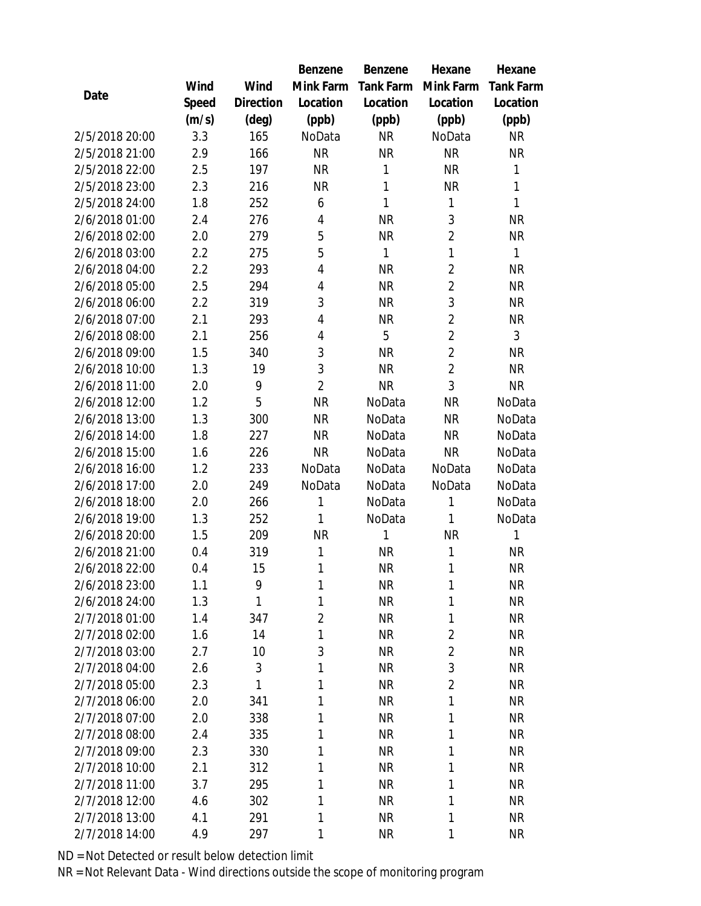| Date | Wind Speed (m/s) | Wind Direction (deg) | Benzene Mink Farm Location (ppb) | Benzene Tank Farm Location (ppb) | Hexane Mink Farm Location (ppb) | Hexane Tank Farm Location (ppb) |
|---|---|---|---|---|---|---|
| 2/5/2018 20:00 | 3.3 | 165 | NoData | NR | NoData | NR |
| 2/5/2018 21:00 | 2.9 | 166 | NR | NR | NR | NR |
| 2/5/2018 22:00 | 2.5 | 197 | NR | 1 | NR | 1 |
| 2/5/2018 23:00 | 2.3 | 216 | NR | 1 | NR | 1 |
| 2/5/2018 24:00 | 1.8 | 252 | 6 | 1 | 1 | 1 |
| 2/6/2018 01:00 | 2.4 | 276 | 4 | NR | 3 | NR |
| 2/6/2018 02:00 | 2.0 | 279 | 5 | NR | 2 | NR |
| 2/6/2018 03:00 | 2.2 | 275 | 5 | 1 | 1 | 1 |
| 2/6/2018 04:00 | 2.2 | 293 | 4 | NR | 2 | NR |
| 2/6/2018 05:00 | 2.5 | 294 | 4 | NR | 2 | NR |
| 2/6/2018 06:00 | 2.2 | 319 | 3 | NR | 3 | NR |
| 2/6/2018 07:00 | 2.1 | 293 | 4 | NR | 2 | NR |
| 2/6/2018 08:00 | 2.1 | 256 | 4 | 5 | 2 | 3 |
| 2/6/2018 09:00 | 1.5 | 340 | 3 | NR | 2 | NR |
| 2/6/2018 10:00 | 1.3 | 19 | 3 | NR | 2 | NR |
| 2/6/2018 11:00 | 2.0 | 9 | 2 | NR | 3 | NR |
| 2/6/2018 12:00 | 1.2 | 5 | NR | NoData | NR | NoData |
| 2/6/2018 13:00 | 1.3 | 300 | NR | NoData | NR | NoData |
| 2/6/2018 14:00 | 1.8 | 227 | NR | NoData | NR | NoData |
| 2/6/2018 15:00 | 1.6 | 226 | NR | NoData | NR | NoData |
| 2/6/2018 16:00 | 1.2 | 233 | NoData | NoData | NoData | NoData |
| 2/6/2018 17:00 | 2.0 | 249 | NoData | NoData | NoData | NoData |
| 2/6/2018 18:00 | 2.0 | 266 | 1 | NoData | 1 | NoData |
| 2/6/2018 19:00 | 1.3 | 252 | 1 | NoData | 1 | NoData |
| 2/6/2018 20:00 | 1.5 | 209 | NR | 1 | NR | 1 |
| 2/6/2018 21:00 | 0.4 | 319 | 1 | NR | 1 | NR |
| 2/6/2018 22:00 | 0.4 | 15 | 1 | NR | 1 | NR |
| 2/6/2018 23:00 | 1.1 | 9 | 1 | NR | 1 | NR |
| 2/6/2018 24:00 | 1.3 | 1 | 1 | NR | 1 | NR |
| 2/7/2018 01:00 | 1.4 | 347 | 2 | NR | 1 | NR |
| 2/7/2018 02:00 | 1.6 | 14 | 1 | NR | 2 | NR |
| 2/7/2018 03:00 | 2.7 | 10 | 3 | NR | 2 | NR |
| 2/7/2018 04:00 | 2.6 | 3 | 1 | NR | 3 | NR |
| 2/7/2018 05:00 | 2.3 | 1 | 1 | NR | 2 | NR |
| 2/7/2018 06:00 | 2.0 | 341 | 1 | NR | 1 | NR |
| 2/7/2018 07:00 | 2.0 | 338 | 1 | NR | 1 | NR |
| 2/7/2018 08:00 | 2.4 | 335 | 1 | NR | 1 | NR |
| 2/7/2018 09:00 | 2.3 | 330 | 1 | NR | 1 | NR |
| 2/7/2018 10:00 | 2.1 | 312 | 1 | NR | 1 | NR |
| 2/7/2018 11:00 | 3.7 | 295 | 1 | NR | 1 | NR |
| 2/7/2018 12:00 | 4.6 | 302 | 1 | NR | 1 | NR |
| 2/7/2018 13:00 | 4.1 | 291 | 1 | NR | 1 | NR |
| 2/7/2018 14:00 | 4.9 | 297 | 1 | NR | 1 | NR |

ND = Not Detected or result below detection limit

NR = Not Relevant Data - Wind directions outside the scope of monitoring program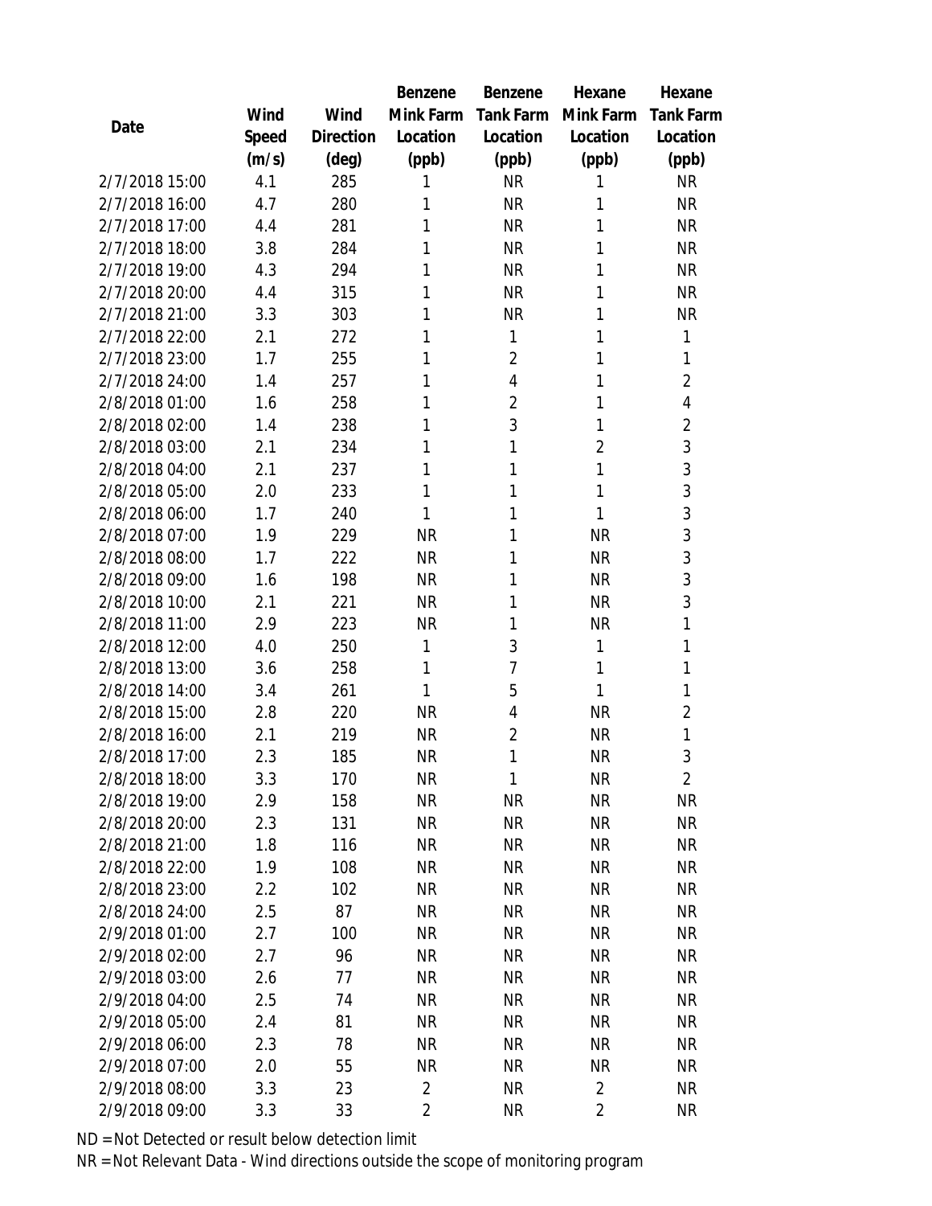| Date | Wind Speed (m/s) | Wind Direction (deg) | Benzene Mink Farm Location (ppb) | Benzene Tank Farm Location (ppb) | Hexane Mink Farm Location (ppb) | Hexane Tank Farm Location (ppb) |
|---|---|---|---|---|---|---|
| 2/7/2018 15:00 | 4.1 | 285 | 1 | NR | 1 | NR |
| 2/7/2018 16:00 | 4.7 | 280 | 1 | NR | 1 | NR |
| 2/7/2018 17:00 | 4.4 | 281 | 1 | NR | 1 | NR |
| 2/7/2018 18:00 | 3.8 | 284 | 1 | NR | 1 | NR |
| 2/7/2018 19:00 | 4.3 | 294 | 1 | NR | 1 | NR |
| 2/7/2018 20:00 | 4.4 | 315 | 1 | NR | 1 | NR |
| 2/7/2018 21:00 | 3.3 | 303 | 1 | NR | 1 | NR |
| 2/7/2018 22:00 | 2.1 | 272 | 1 | 1 | 1 | 1 |
| 2/7/2018 23:00 | 1.7 | 255 | 1 | 2 | 1 | 1 |
| 2/7/2018 24:00 | 1.4 | 257 | 1 | 4 | 1 | 2 |
| 2/8/2018 01:00 | 1.6 | 258 | 1 | 2 | 1 | 4 |
| 2/8/2018 02:00 | 1.4 | 238 | 1 | 3 | 1 | 2 |
| 2/8/2018 03:00 | 2.1 | 234 | 1 | 1 | 2 | 3 |
| 2/8/2018 04:00 | 2.1 | 237 | 1 | 1 | 1 | 3 |
| 2/8/2018 05:00 | 2.0 | 233 | 1 | 1 | 1 | 3 |
| 2/8/2018 06:00 | 1.7 | 240 | 1 | 1 | 1 | 3 |
| 2/8/2018 07:00 | 1.9 | 229 | NR | 1 | NR | 3 |
| 2/8/2018 08:00 | 1.7 | 222 | NR | 1 | NR | 3 |
| 2/8/2018 09:00 | 1.6 | 198 | NR | 1 | NR | 3 |
| 2/8/2018 10:00 | 2.1 | 221 | NR | 1 | NR | 3 |
| 2/8/2018 11:00 | 2.9 | 223 | NR | 1 | NR | 1 |
| 2/8/2018 12:00 | 4.0 | 250 | 1 | 3 | 1 | 1 |
| 2/8/2018 13:00 | 3.6 | 258 | 1 | 7 | 1 | 1 |
| 2/8/2018 14:00 | 3.4 | 261 | 1 | 5 | 1 | 1 |
| 2/8/2018 15:00 | 2.8 | 220 | NR | 4 | NR | 2 |
| 2/8/2018 16:00 | 2.1 | 219 | NR | 2 | NR | 1 |
| 2/8/2018 17:00 | 2.3 | 185 | NR | 1 | NR | 3 |
| 2/8/2018 18:00 | 3.3 | 170 | NR | 1 | NR | 2 |
| 2/8/2018 19:00 | 2.9 | 158 | NR | NR | NR | NR |
| 2/8/2018 20:00 | 2.3 | 131 | NR | NR | NR | NR |
| 2/8/2018 21:00 | 1.8 | 116 | NR | NR | NR | NR |
| 2/8/2018 22:00 | 1.9 | 108 | NR | NR | NR | NR |
| 2/8/2018 23:00 | 2.2 | 102 | NR | NR | NR | NR |
| 2/8/2018 24:00 | 2.5 | 87 | NR | NR | NR | NR |
| 2/9/2018 01:00 | 2.7 | 100 | NR | NR | NR | NR |
| 2/9/2018 02:00 | 2.7 | 96 | NR | NR | NR | NR |
| 2/9/2018 03:00 | 2.6 | 77 | NR | NR | NR | NR |
| 2/9/2018 04:00 | 2.5 | 74 | NR | NR | NR | NR |
| 2/9/2018 05:00 | 2.4 | 81 | NR | NR | NR | NR |
| 2/9/2018 06:00 | 2.3 | 78 | NR | NR | NR | NR |
| 2/9/2018 07:00 | 2.0 | 55 | NR | NR | NR | NR |
| 2/9/2018 08:00 | 3.3 | 23 | 2 | NR | 2 | NR |
| 2/9/2018 09:00 | 3.3 | 33 | 2 | NR | 2 | NR |

ND = Not Detected or result below detection limit

NR = Not Relevant Data - Wind directions outside the scope of monitoring program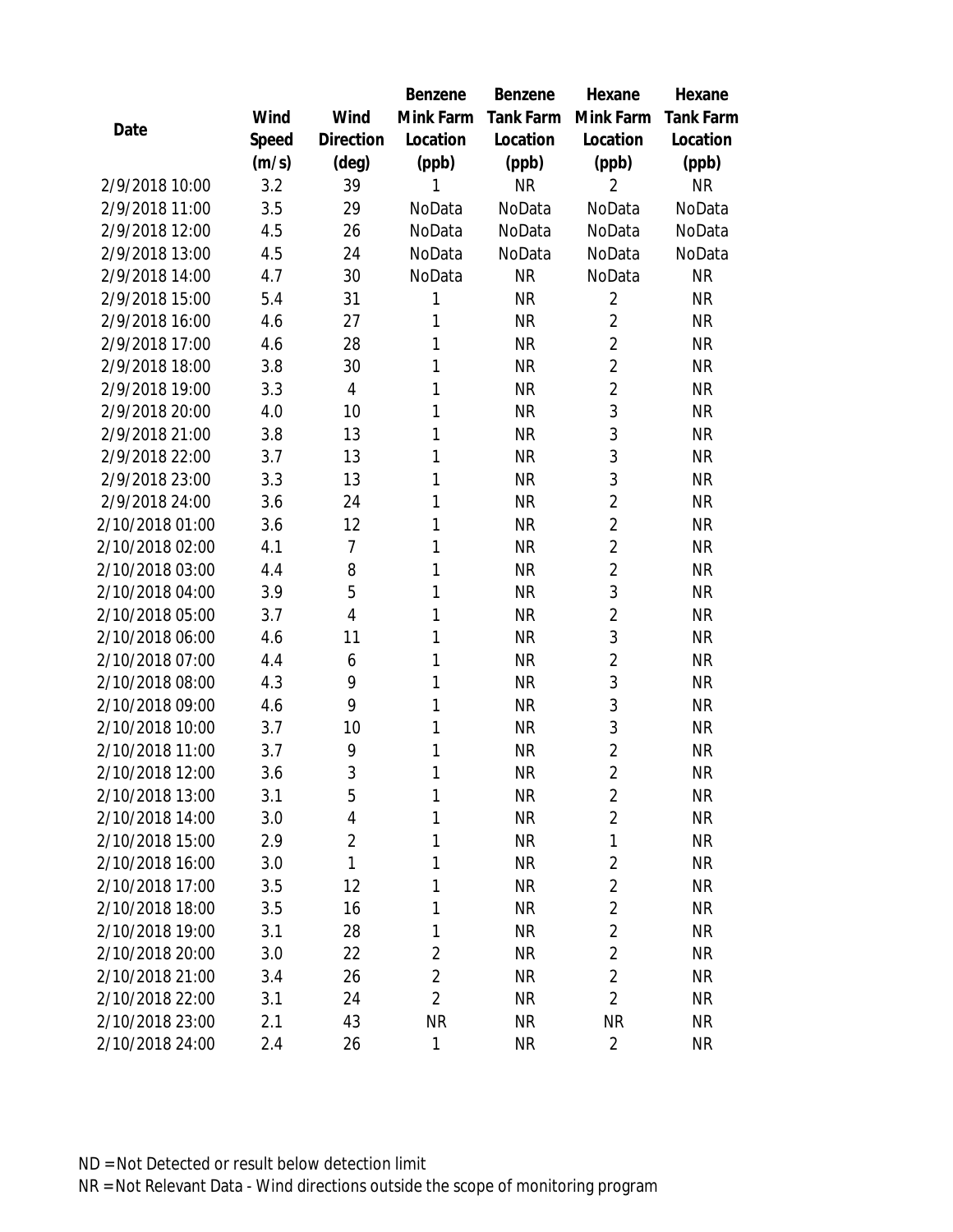| Date | Wind Speed (m/s) | Wind Direction (deg) | Benzene Mink Farm Location (ppb) | Benzene Tank Farm Location (ppb) | Hexane Mink Farm Location (ppb) | Hexane Tank Farm Location (ppb) |
|---|---|---|---|---|---|---|
| 2/9/2018 10:00 | 3.2 | 39 | 1 | NR | 2 | NR |
| 2/9/2018 11:00 | 3.5 | 29 | NoData | NoData | NoData | NoData |
| 2/9/2018 12:00 | 4.5 | 26 | NoData | NoData | NoData | NoData |
| 2/9/2018 13:00 | 4.5 | 24 | NoData | NoData | NoData | NoData |
| 2/9/2018 14:00 | 4.7 | 30 | NoData | NR | NoData | NR |
| 2/9/2018 15:00 | 5.4 | 31 | 1 | NR | 2 | NR |
| 2/9/2018 16:00 | 4.6 | 27 | 1 | NR | 2 | NR |
| 2/9/2018 17:00 | 4.6 | 28 | 1 | NR | 2 | NR |
| 2/9/2018 18:00 | 3.8 | 30 | 1 | NR | 2 | NR |
| 2/9/2018 19:00 | 3.3 | 4 | 1 | NR | 2 | NR |
| 2/9/2018 20:00 | 4.0 | 10 | 1 | NR | 3 | NR |
| 2/9/2018 21:00 | 3.8 | 13 | 1 | NR | 3 | NR |
| 2/9/2018 22:00 | 3.7 | 13 | 1 | NR | 3 | NR |
| 2/9/2018 23:00 | 3.3 | 13 | 1 | NR | 3 | NR |
| 2/9/2018 24:00 | 3.6 | 24 | 1 | NR | 2 | NR |
| 2/10/2018 01:00 | 3.6 | 12 | 1 | NR | 2 | NR |
| 2/10/2018 02:00 | 4.1 | 7 | 1 | NR | 2 | NR |
| 2/10/2018 03:00 | 4.4 | 8 | 1 | NR | 2 | NR |
| 2/10/2018 04:00 | 3.9 | 5 | 1 | NR | 3 | NR |
| 2/10/2018 05:00 | 3.7 | 4 | 1 | NR | 2 | NR |
| 2/10/2018 06:00 | 4.6 | 11 | 1 | NR | 3 | NR |
| 2/10/2018 07:00 | 4.4 | 6 | 1 | NR | 2 | NR |
| 2/10/2018 08:00 | 4.3 | 9 | 1 | NR | 3 | NR |
| 2/10/2018 09:00 | 4.6 | 9 | 1 | NR | 3 | NR |
| 2/10/2018 10:00 | 3.7 | 10 | 1 | NR | 3 | NR |
| 2/10/2018 11:00 | 3.7 | 9 | 1 | NR | 2 | NR |
| 2/10/2018 12:00 | 3.6 | 3 | 1 | NR | 2 | NR |
| 2/10/2018 13:00 | 3.1 | 5 | 1 | NR | 2 | NR |
| 2/10/2018 14:00 | 3.0 | 4 | 1 | NR | 2 | NR |
| 2/10/2018 15:00 | 2.9 | 2 | 1 | NR | 1 | NR |
| 2/10/2018 16:00 | 3.0 | 1 | 1 | NR | 2 | NR |
| 2/10/2018 17:00 | 3.5 | 12 | 1 | NR | 2 | NR |
| 2/10/2018 18:00 | 3.5 | 16 | 1 | NR | 2 | NR |
| 2/10/2018 19:00 | 3.1 | 28 | 1 | NR | 2 | NR |
| 2/10/2018 20:00 | 3.0 | 22 | 2 | NR | 2 | NR |
| 2/10/2018 21:00 | 3.4 | 26 | 2 | NR | 2 | NR |
| 2/10/2018 22:00 | 3.1 | 24 | 2 | NR | 2 | NR |
| 2/10/2018 23:00 | 2.1 | 43 | NR | NR | NR | NR |
| 2/10/2018 24:00 | 2.4 | 26 | 1 | NR | 2 | NR |

ND = Not Detected or result below detection limit

NR = Not Relevant Data - Wind directions outside the scope of monitoring program